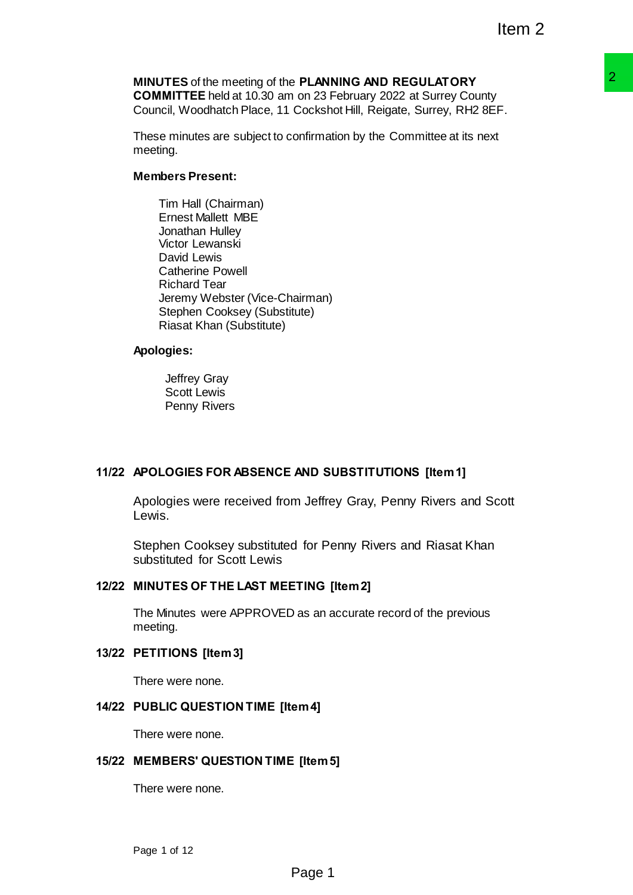**MINUTES** of the meeting of the **PLANNING AND REGULATORY COMMITTEE** held at 10.30 am on 23 February 2022 at Surrey County Council, Woodhatch Place, 11 Cockshot Hill, Reigate, Surrey, RH2 8EF.

These minutes are subject to confirmation by the Committee at its next meeting.

**Members Present:**

Tim Hall (Chairman)
Ernest Mallett MBE
Jonathan Hulley
Victor Lewanski
David Lewis
Catherine Powell
Richard Tear
Jeremy Webster (Vice-Chairman)
Stephen Cooksey (Substitute)
Riasat Khan (Substitute)

**Apologies:**

Jeffrey Gray
Scott Lewis
Penny Rivers

## 11/22 APOLOGIES FOR ABSENCE AND SUBSTITUTIONS [Item 1]

Apologies were received from Jeffrey Gray, Penny Rivers and Scott Lewis.

Stephen Cooksey substituted for Penny Rivers and Riasat Khan substituted for Scott Lewis

## 12/22 MINUTES OF THE LAST MEETING [Item 2]

The Minutes were APPROVED as an accurate record of the previous meeting.

## 13/22 PETITIONS [Item 3]

There were none.

## 14/22 PUBLIC QUESTION TIME [Item 4]

There were none.

## 15/22 MEMBERS' QUESTION TIME [Item 5]

There were none.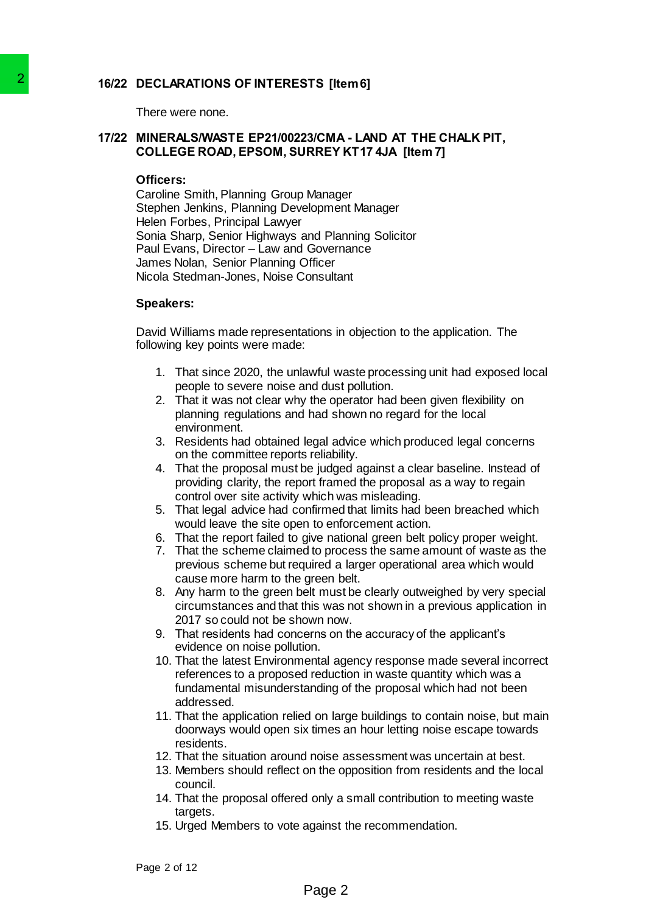## 16/22 DECLARATIONS OF INTERESTS [Item 6]

There were none.

## 17/22 MINERALS/WASTE EP21/00223/CMA - LAND AT THE CHALK PIT, COLLEGE ROAD, EPSOM, SURREY KT17 4JA [Item 7]

**Officers:**

Caroline Smith, Planning Group Manager
Stephen Jenkins, Planning Development Manager
Helen Forbes, Principal Lawyer
Sonia Sharp, Senior Highways and Planning Solicitor
Paul Evans, Director – Law and Governance
James Nolan, Senior Planning Officer
Nicola Stedman-Jones, Noise Consultant

**Speakers:**

David Williams made representations in objection to the application. The following key points were made:

1. That since 2020, the unlawful waste processing unit had exposed local people to severe noise and dust pollution.
2. That it was not clear why the operator had been given flexibility on planning regulations and had shown no regard for the local environment.
3. Residents had obtained legal advice which produced legal concerns on the committee reports reliability.
4. That the proposal must be judged against a clear baseline. Instead of providing clarity, the report framed the proposal as a way to regain control over site activity which was misleading.
5. That legal advice had confirmed that limits had been breached which would leave the site open to enforcement action.
6. That the report failed to give national green belt policy proper weight.
7. That the scheme claimed to process the same amount of waste as the previous scheme but required a larger operational area which would cause more harm to the green belt.
8. Any harm to the green belt must be clearly outweighed by very special circumstances and that this was not shown in a previous application in 2017 so could not be shown now.
9. That residents had concerns on the accuracy of the applicant's evidence on noise pollution.
10. That the latest Environmental agency response made several incorrect references to a proposed reduction in waste quantity which was a fundamental misunderstanding of the proposal which had not been addressed.
11. That the application relied on large buildings to contain noise, but main doorways would open six times an hour letting noise escape towards residents.
12. That the situation around noise assessment was uncertain at best.
13. Members should reflect on the opposition from residents and the local council.
14. That the proposal offered only a small contribution to meeting waste targets.
15. Urged Members to vote against the recommendation.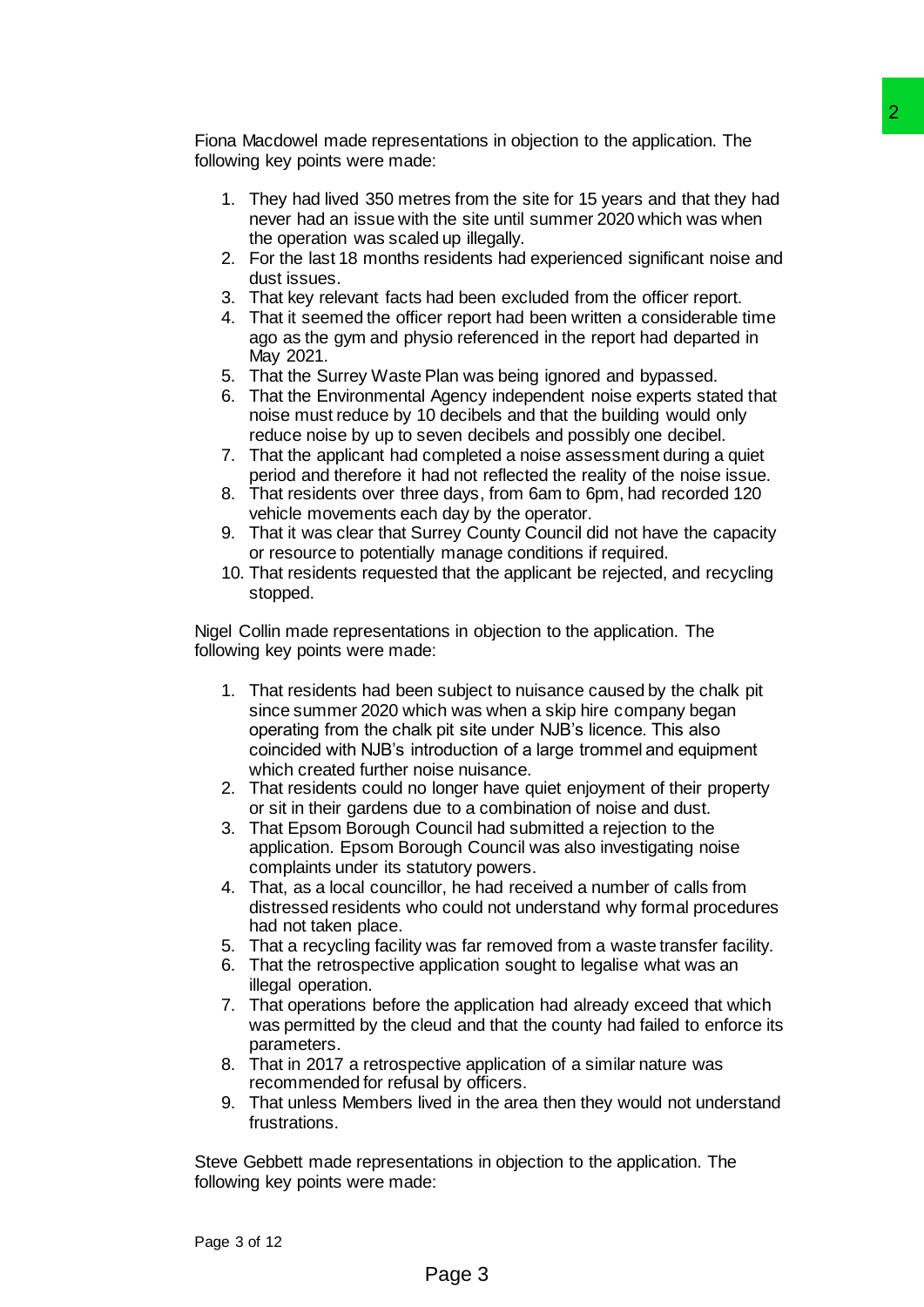Fiona Macdowel made representations in objection to the application. The following key points were made:

1. They had lived 350 metres from the site for 15 years and that they had never had an issue with the site until summer 2020 which was when the operation was scaled up illegally.
2. For the last 18 months residents had experienced significant noise and dust issues.
3. That key relevant facts had been excluded from the officer report.
4. That it seemed the officer report had been written a considerable time ago as the gym and physio referenced in the report had departed in May 2021.
5. That the Surrey Waste Plan was being ignored and bypassed.
6. That the Environmental Agency independent noise experts stated that noise must reduce by 10 decibels and that the building would only reduce noise by up to seven decibels and possibly one decibel.
7. That the applicant had completed a noise assessment during a quiet period and therefore it had not reflected the reality of the noise issue.
8. That residents over three days, from 6am to 6pm, had recorded 120 vehicle movements each day by the operator.
9. That it was clear that Surrey County Council did not have the capacity or resource to potentially manage conditions if required.
10. That residents requested that the applicant be rejected, and recycling stopped.

Nigel Collin made representations in objection to the application. The following key points were made:

1. That residents had been subject to nuisance caused by the chalk pit since summer 2020 which was when a skip hire company began operating from the chalk pit site under NJB's licence. This also coincided with NJB's introduction of a large trommel and equipment which created further noise nuisance.
2. That residents could no longer have quiet enjoyment of their property or sit in their gardens due to a combination of noise and dust.
3. That Epsom Borough Council had submitted a rejection to the application. Epsom Borough Council was also investigating noise complaints under its statutory powers.
4. That, as a local councillor, he had received a number of calls from distressed residents who could not understand why formal procedures had not taken place.
5. That a recycling facility was far removed from a waste transfer facility.
6. That the retrospective application sought to legalise what was an illegal operation.
7. That operations before the application had already exceed that which was permitted by the cleud and that the county had failed to enforce its parameters.
8. That in 2017 a retrospective application of a similar nature was recommended for refusal by officers.
9. That unless Members lived in the area then they would not understand frustrations.

Steve Gebbett made representations in objection to the application. The following key points were made: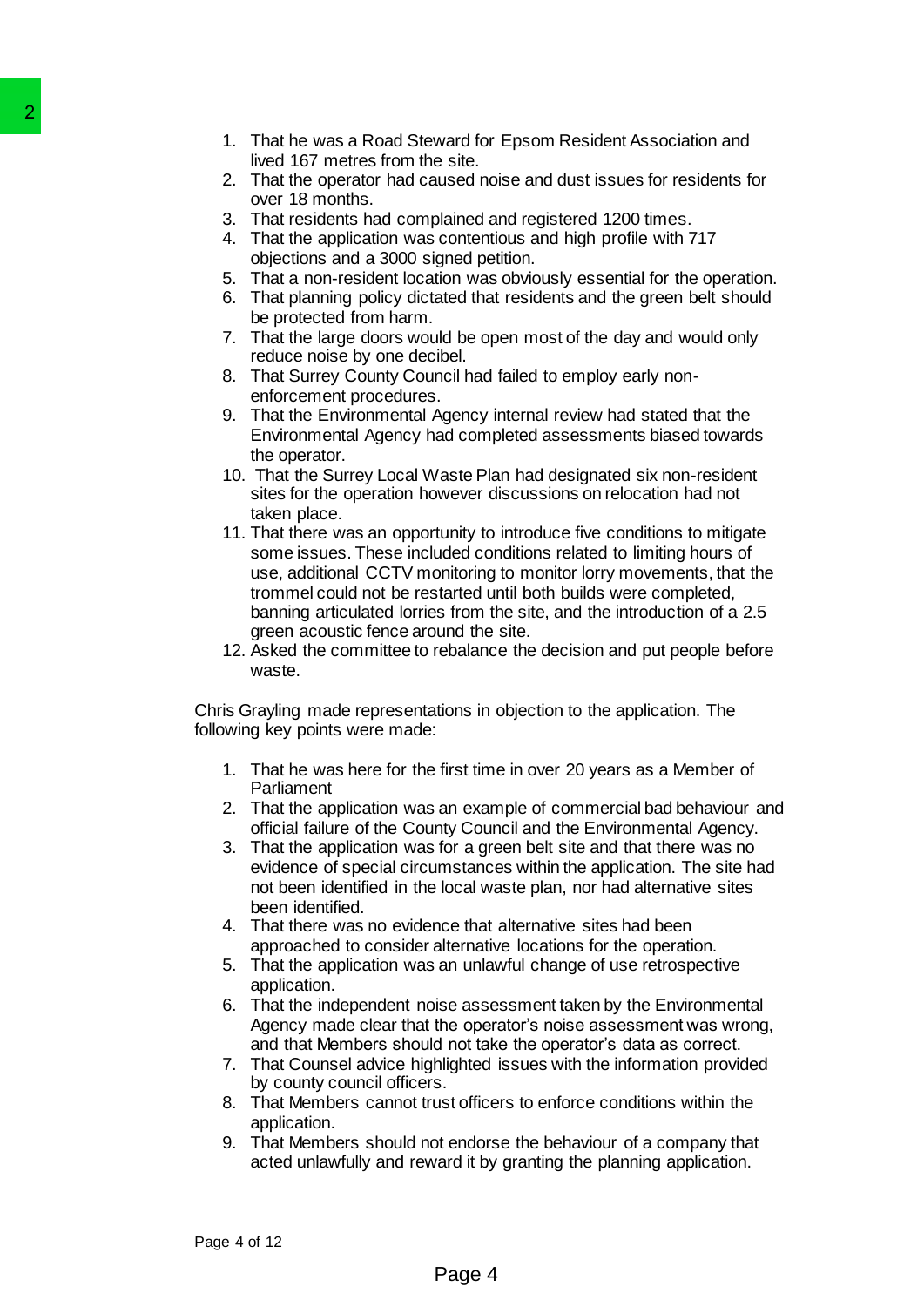1. That he was a Road Steward for Epsom Resident Association and lived 167 metres from the site.
2. That the operator had caused noise and dust issues for residents for over 18 months.
3. That residents had complained and registered 1200 times.
4. That the application was contentious and high profile with 717 objections and a 3000 signed petition.
5. That a non-resident location was obviously essential for the operation.
6. That planning policy dictated that residents and the green belt should be protected from harm.
7. That the large doors would be open most of the day and would only reduce noise by one decibel.
8. That Surrey County Council had failed to employ early non-enforcement procedures.
9. That the Environmental Agency internal review had stated that the Environmental Agency had completed assessments biased towards the operator.
10. That the Surrey Local Waste Plan had designated six non-resident sites for the operation however discussions on relocation had not taken place.
11. That there was an opportunity to introduce five conditions to mitigate some issues. These included conditions related to limiting hours of use, additional CCTV monitoring to monitor lorry movements, that the trommel could not be restarted until both builds were completed, banning articulated lorries from the site, and the introduction of a 2.5 green acoustic fence around the site.
12. Asked the committee to rebalance the decision and put people before waste.

Chris Grayling made representations in objection to the application. The following key points were made:

1. That he was here for the first time in over 20 years as a Member of Parliament
2. That the application was an example of commercial bad behaviour and official failure of the County Council and the Environmental Agency.
3. That the application was for a green belt site and that there was no evidence of special circumstances within the application. The site had not been identified in the local waste plan, nor had alternative sites been identified.
4. That there was no evidence that alternative sites had been approached to consider alternative locations for the operation.
5. That the application was an unlawful change of use retrospective application.
6. That the independent noise assessment taken by the Environmental Agency made clear that the operator's noise assessment was wrong, and that Members should not take the operator's data as correct.
7. That Counsel advice highlighted issues with the information provided by county council officers.
8. That Members cannot trust officers to enforce conditions within the application.
9. That Members should not endorse the behaviour of a company that acted unlawfully and reward it by granting the planning application.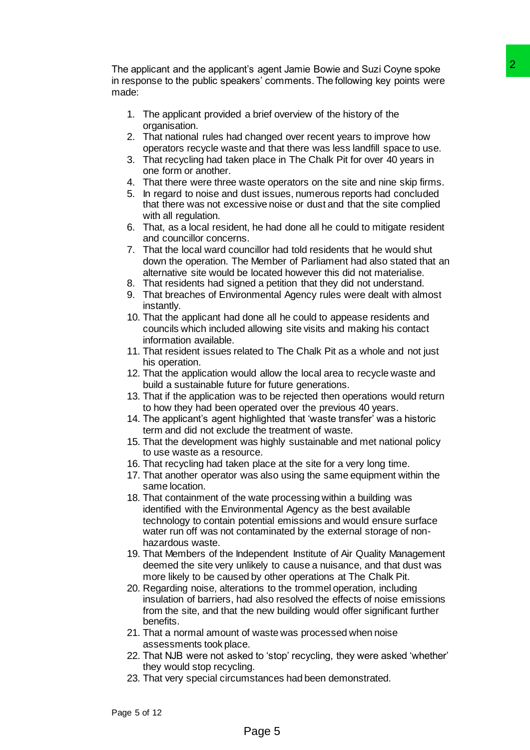The applicant and the applicant's agent Jamie Bowie and Suzi Coyne spoke in response to the public speakers' comments. The following key points were made:

1. The applicant provided a brief overview of the history of the organisation.
2. That national rules had changed over recent years to improve how operators recycle waste and that there was less landfill space to use.
3. That recycling had taken place in The Chalk Pit for over 40 years in one form or another.
4. That there were three waste operators on the site and nine skip firms.
5. In regard to noise and dust issues, numerous reports had concluded that there was not excessive noise or dust and that the site complied with all regulation.
6. That, as a local resident, he had done all he could to mitigate resident and councillor concerns.
7. That the local ward councillor had told residents that he would shut down the operation. The Member of Parliament had also stated that an alternative site would be located however this did not materialise.
8. That residents had signed a petition that they did not understand.
9. That breaches of Environmental Agency rules were dealt with almost instantly.
10. That the applicant had done all he could to appease residents and councils which included allowing site visits and making his contact information available.
11. That resident issues related to The Chalk Pit as a whole and not just his operation.
12. That the application would allow the local area to recycle waste and build a sustainable future for future generations.
13. That if the application was to be rejected then operations would return to how they had been operated over the previous 40 years.
14. The applicant's agent highlighted that 'waste transfer' was a historic term and did not exclude the treatment of waste.
15. That the development was highly sustainable and met national policy to use waste as a resource.
16. That recycling had taken place at the site for a very long time.
17. That another operator was also using the same equipment within the same location.
18. That containment of the wate processing within a building was identified with the Environmental Agency as the best available technology to contain potential emissions and would ensure surface water run off was not contaminated by the external storage of non-hazardous waste.
19. That Members of the Independent Institute of Air Quality Management deemed the site very unlikely to cause a nuisance, and that dust was more likely to be caused by other operations at The Chalk Pit.
20. Regarding noise, alterations to the trommel operation, including insulation of barriers, had also resolved the effects of noise emissions from the site, and that the new building would offer significant further benefits.
21. That a normal amount of waste was processed when noise assessments took place.
22. That NJB were not asked to 'stop' recycling, they were asked 'whether' they would stop recycling.
23. That very special circumstances had been demonstrated.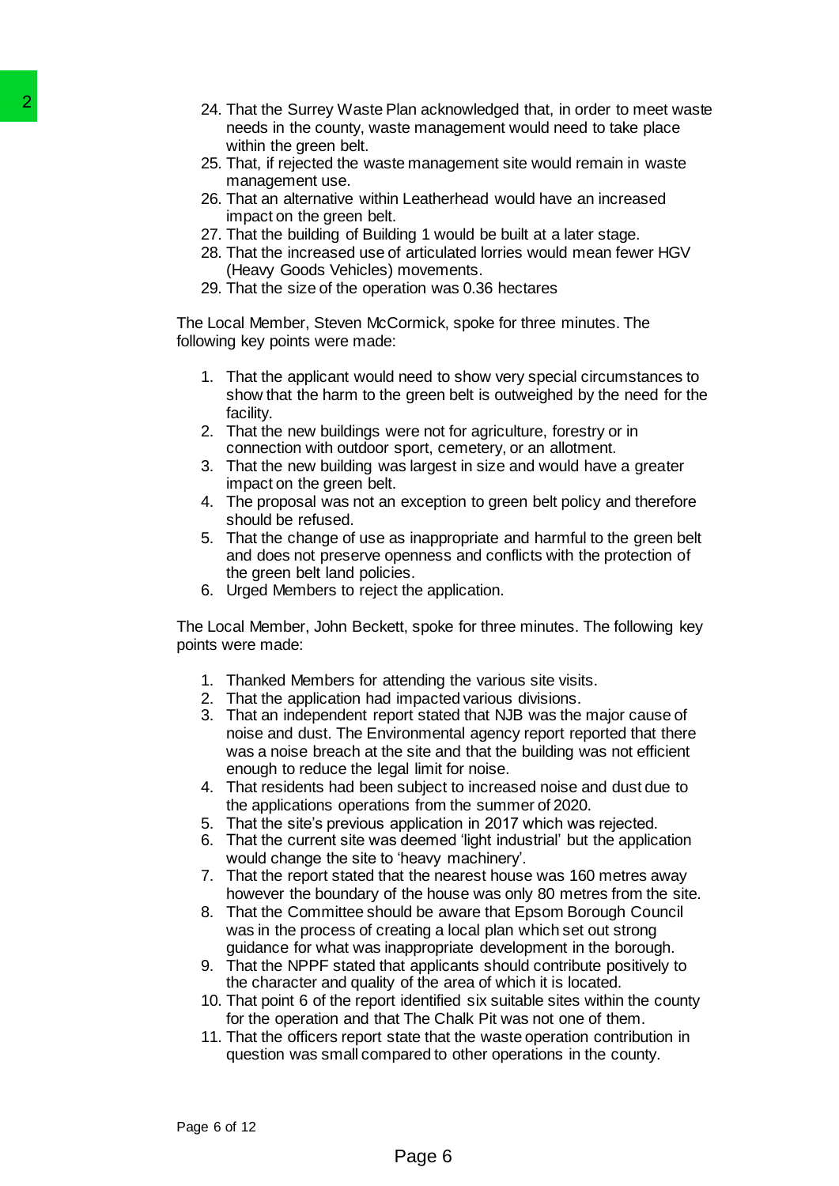24. That the Surrey Waste Plan acknowledged that, in order to meet waste needs in the county, waste management would need to take place within the green belt.
25. That, if rejected the waste management site would remain in waste management use.
26. That an alternative within Leatherhead would have an increased impact on the green belt.
27. That the building of Building 1 would be built at a later stage.
28. That the increased use of articulated lorries would mean fewer HGV (Heavy Goods Vehicles) movements.
29. That the size of the operation was 0.36 hectares

The Local Member, Steven McCormick, spoke for three minutes. The following key points were made:

1. That the applicant would need to show very special circumstances to show that the harm to the green belt is outweighed by the need for the facility.
2. That the new buildings were not for agriculture, forestry or in connection with outdoor sport, cemetery, or an allotment.
3. That the new building was largest in size and would have a greater impact on the green belt.
4. The proposal was not an exception to green belt policy and therefore should be refused.
5. That the change of use as inappropriate and harmful to the green belt and does not preserve openness and conflicts with the protection of the green belt land policies.
6. Urged Members to reject the application.

The Local Member, John Beckett, spoke for three minutes. The following key points were made:

1. Thanked Members for attending the various site visits.
2. That the application had impacted various divisions.
3. That an independent report stated that NJB was the major cause of noise and dust. The Environmental agency report reported that there was a noise breach at the site and that the building was not efficient enough to reduce the legal limit for noise.
4. That residents had been subject to increased noise and dust due to the applications operations from the summer of 2020.
5. That the site's previous application in 2017 which was rejected.
6. That the current site was deemed 'light industrial' but the application would change the site to 'heavy machinery'.
7. That the report stated that the nearest house was 160 metres away however the boundary of the house was only 80 metres from the site.
8. That the Committee should be aware that Epsom Borough Council was in the process of creating a local plan which set out strong guidance for what was inappropriate development in the borough.
9. That the NPPF stated that applicants should contribute positively to the character and quality of the area of which it is located.
10. That point 6 of the report identified six suitable sites within the county for the operation and that The Chalk Pit was not one of them.
11. That the officers report state that the waste operation contribution in question was small compared to other operations in the county.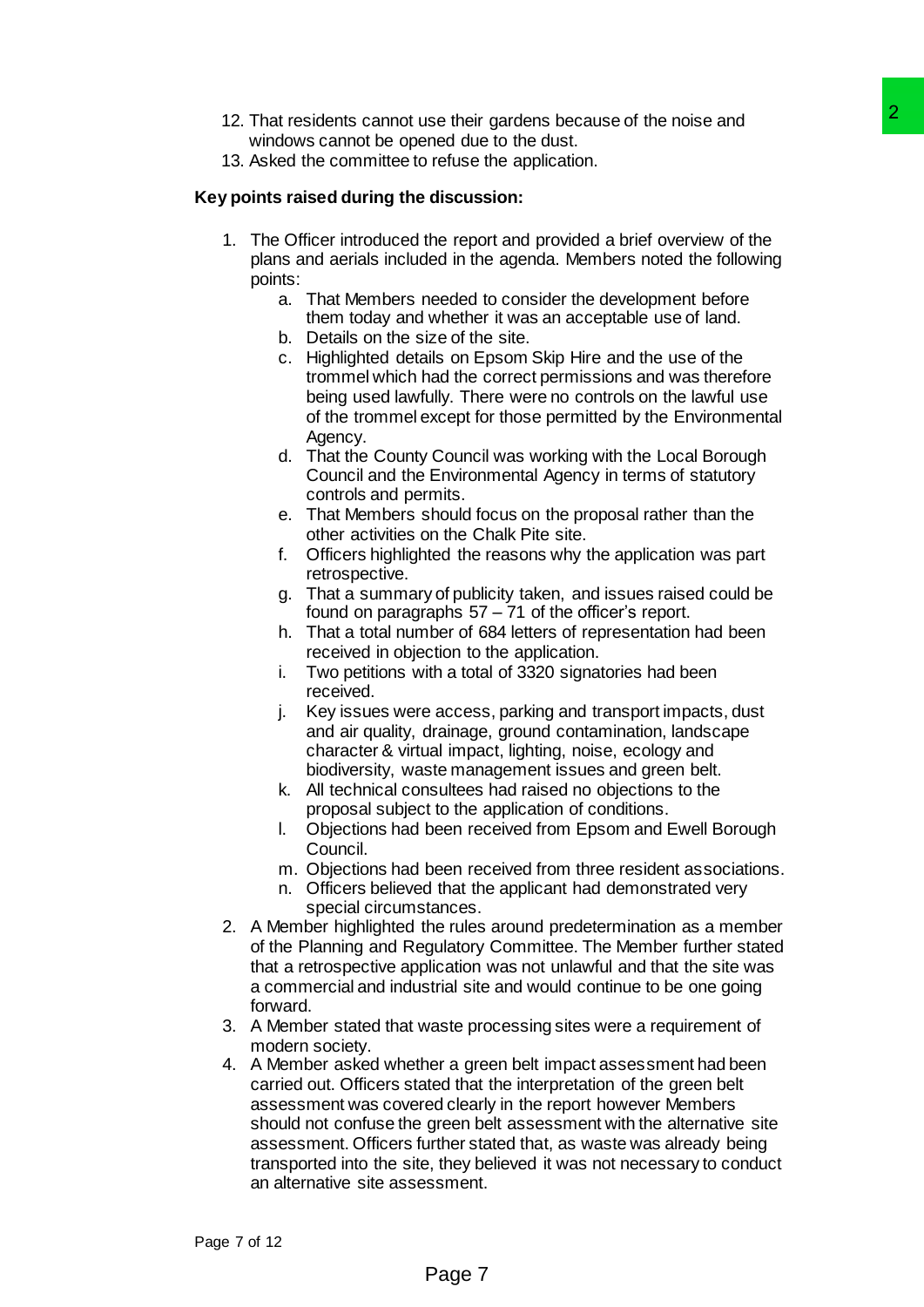12. That residents cannot use their gardens because of the noise and windows cannot be opened due to the dust.
13. Asked the committee to refuse the application.

**Key points raised during the discussion:**

1. The Officer introduced the report and provided a brief overview of the plans and aerials included in the agenda. Members noted the following points:
    a. That Members needed to consider the development before them today and whether it was an acceptable use of land.
    b. Details on the size of the site.
    c. Highlighted details on Epsom Skip Hire and the use of the trommel which had the correct permissions and was therefore being used lawfully. There were no controls on the lawful use of the trommel except for those permitted by the Environmental Agency.
    d. That the County Council was working with the Local Borough Council and the Environmental Agency in terms of statutory controls and permits.
    e. That Members should focus on the proposal rather than the other activities on the Chalk Pite site.
    f. Officers highlighted the reasons why the application was part retrospective.
    g. That a summary of publicity taken, and issues raised could be found on paragraphs 57 – 71 of the officer's report.
    h. That a total number of 684 letters of representation had been received in objection to the application.
    i. Two petitions with a total of 3320 signatories had been received.
    j. Key issues were access, parking and transport impacts, dust and air quality, drainage, ground contamination, landscape character & virtual impact, lighting, noise, ecology and biodiversity, waste management issues and green belt.
    k. All technical consultees had raised no objections to the proposal subject to the application of conditions.
    l. Objections had been received from Epsom and Ewell Borough Council.
    m. Objections had been received from three resident associations.
    n. Officers believed that the applicant had demonstrated very special circumstances.
2. A Member highlighted the rules around predetermination as a member of the Planning and Regulatory Committee. The Member further stated that a retrospective application was not unlawful and that the site was a commercial and industrial site and would continue to be one going forward.
3. A Member stated that waste processing sites were a requirement of modern society.
4. A Member asked whether a green belt impact assessment had been carried out. Officers stated that the interpretation of the green belt assessment was covered clearly in the report however Members should not confuse the green belt assessment with the alternative site assessment. Officers further stated that, as waste was already being transported into the site, they believed it was not necessary to conduct an alternative site assessment.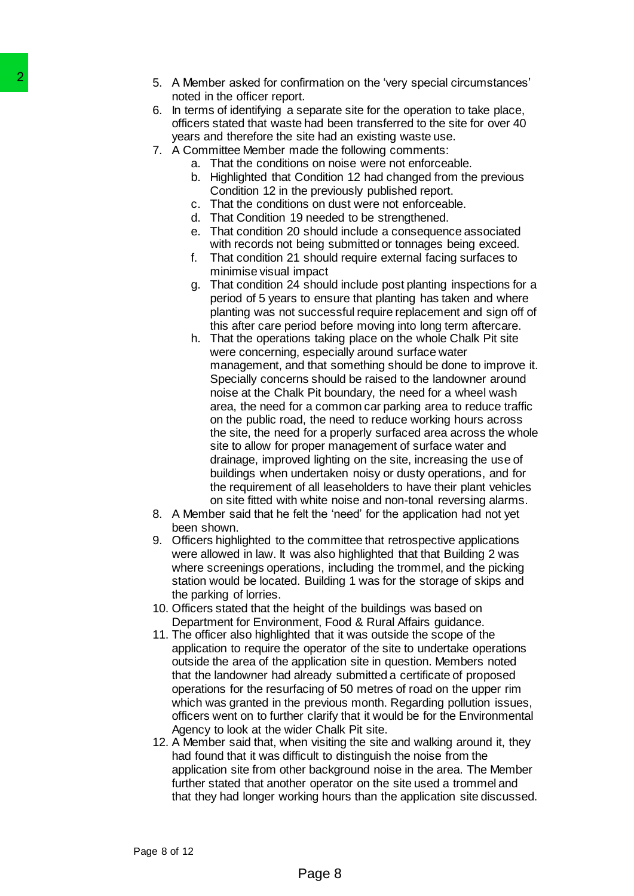5. A Member asked for confirmation on the 'very special circumstances' noted in the officer report.
6. In terms of identifying a separate site for the operation to take place, officers stated that waste had been transferred to the site for over 40 years and therefore the site had an existing waste use.
7. A Committee Member made the following comments:
   a. That the conditions on noise were not enforceable.
   b. Highlighted that Condition 12 had changed from the previous Condition 12 in the previously published report.
   c. That the conditions on dust were not enforceable.
   d. That Condition 19 needed to be strengthened.
   e. That condition 20 should include a consequence associated with records not being submitted or tonnages being exceed.
   f. That condition 21 should require external facing surfaces to minimise visual impact
   g. That condition 24 should include post planting inspections for a period of 5 years to ensure that planting has taken and where planting was not successful require replacement and sign off of this after care period before moving into long term aftercare.
   h. That the operations taking place on the whole Chalk Pit site were concerning, especially around surface water management, and that something should be done to improve it. Specially concerns should be raised to the landowner around noise at the Chalk Pit boundary, the need for a wheel wash area, the need for a common car parking area to reduce traffic on the public road, the need to reduce working hours across the site, the need for a properly surfaced area across the whole site to allow for proper management of surface water and drainage, improved lighting on the site, increasing the use of buildings when undertaken noisy or dusty operations, and for the requirement of all leaseholders to have their plant vehicles on site fitted with white noise and non-tonal reversing alarms.
8. A Member said that he felt the 'need' for the application had not yet been shown.
9. Officers highlighted to the committee that retrospective applications were allowed in law. It was also highlighted that that Building 2 was where screenings operations, including the trommel, and the picking station would be located. Building 1 was for the storage of skips and the parking of lorries.
10. Officers stated that the height of the buildings was based on Department for Environment, Food & Rural Affairs guidance.
11. The officer also highlighted that it was outside the scope of the application to require the operator of the site to undertake operations outside the area of the application site in question. Members noted that the landowner had already submitted a certificate of proposed operations for the resurfacing of 50 metres of road on the upper rim which was granted in the previous month. Regarding pollution issues, officers went on to further clarify that it would be for the Environmental Agency to look at the wider Chalk Pit site.
12. A Member said that, when visiting the site and walking around it, they had found that it was difficult to distinguish the noise from the application site from other background noise in the area. The Member further stated that another operator on the site used a trommel and that they had longer working hours than the application site discussed.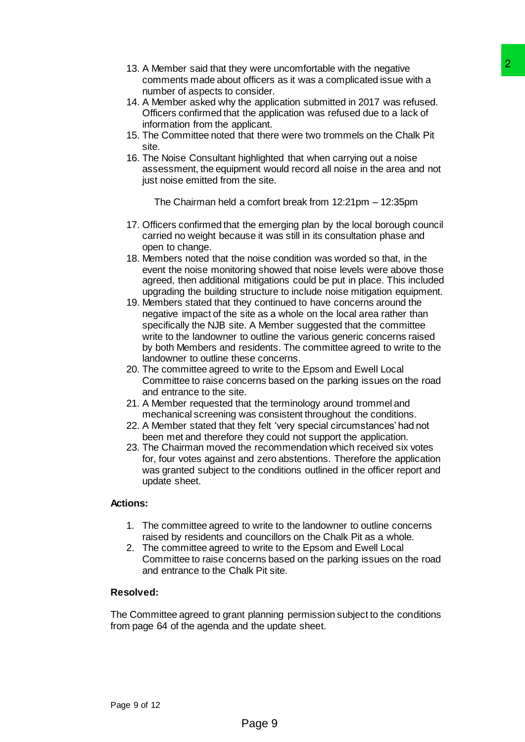13. A Member said that they were uncomfortable with the negative comments made about officers as it was a complicated issue with a number of aspects to consider.
14. A Member asked why the application submitted in 2017 was refused. Officers confirmed that the application was refused due to a lack of information from the applicant.
15. The Committee noted that there were two trommels on the Chalk Pit site.
16. The Noise Consultant highlighted that when carrying out a noise assessment, the equipment would record all noise in the area and not just noise emitted from the site.

The Chairman held a comfort break from 12:21pm – 12:35pm

17. Officers confirmed that the emerging plan by the local borough council carried no weight because it was still in its consultation phase and open to change.
18. Members noted that the noise condition was worded so that, in the event the noise monitoring showed that noise levels were above those agreed, then additional mitigations could be put in place. This included upgrading the building structure to include noise mitigation equipment.
19. Members stated that they continued to have concerns around the negative impact of the site as a whole on the local area rather than specifically the NJB site. A Member suggested that the committee write to the landowner to outline the various generic concerns raised by both Members and residents. The committee agreed to write to the landowner to outline these concerns.
20. The committee agreed to write to the Epsom and Ewell Local Committee to raise concerns based on the parking issues on the road and entrance to the site.
21. A Member requested that the terminology around trommel and mechanical screening was consistent throughout the conditions.
22. A Member stated that they felt 'very special circumstances' had not been met and therefore they could not support the application.
23. The Chairman moved the recommendation which received six votes for, four votes against and zero abstentions. Therefore the application was granted subject to the conditions outlined in the officer report and update sheet.

**Actions:**

1. The committee agreed to write to the landowner to outline concerns raised by residents and councillors on the Chalk Pit as a whole.
2. The committee agreed to write to the Epsom and Ewell Local Committee to raise concerns based on the parking issues on the road and entrance to the Chalk Pit site.

**Resolved:**

The Committee agreed to grant planning permission subject to the conditions from page 64 of the agenda and the update sheet.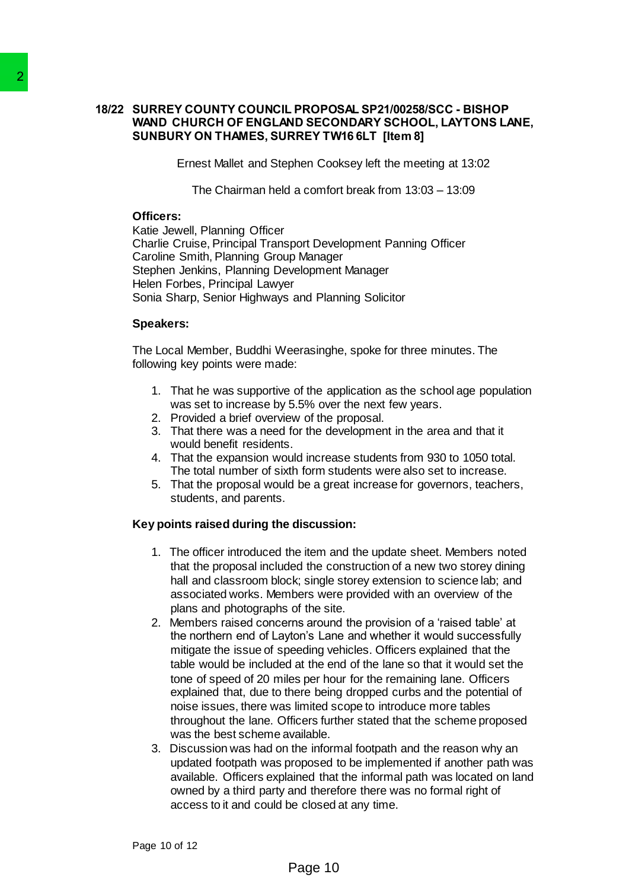## 18/22 SURREY COUNTY COUNCIL PROPOSAL SP21/00258/SCC - BISHOP WAND CHURCH OF ENGLAND SECONDARY SCHOOL, LAYTONS LANE, SUNBURY ON THAMES, SURREY TW16 6LT [Item 8]

Ernest Mallet and Stephen Cooksey left the meeting at 13:02

The Chairman held a comfort break from 13:03 – 13:09

**Officers:**

Katie Jewell, Planning Officer
Charlie Cruise, Principal Transport Development Panning Officer
Caroline Smith, Planning Group Manager
Stephen Jenkins, Planning Development Manager
Helen Forbes, Principal Lawyer
Sonia Sharp, Senior Highways and Planning Solicitor

**Speakers:**

The Local Member, Buddhi Weerasinghe, spoke for three minutes. The following key points were made:

1. That he was supportive of the application as the school age population was set to increase by 5.5% over the next few years.
2. Provided a brief overview of the proposal.
3. That there was a need for the development in the area and that it would benefit residents.
4. That the expansion would increase students from 930 to 1050 total. The total number of sixth form students were also set to increase.
5. That the proposal would be a great increase for governors, teachers, students, and parents.

**Key points raised during the discussion:**

1. The officer introduced the item and the update sheet. Members noted that the proposal included the construction of a new two storey dining hall and classroom block; single storey extension to science lab; and associated works. Members were provided with an overview of the plans and photographs of the site.
2. Members raised concerns around the provision of a 'raised table' at the northern end of Layton's Lane and whether it would successfully mitigate the issue of speeding vehicles. Officers explained that the table would be included at the end of the lane so that it would set the tone of speed of 20 miles per hour for the remaining lane. Officers explained that, due to there being dropped curbs and the potential of noise issues, there was limited scope to introduce more tables throughout the lane. Officers further stated that the scheme proposed was the best scheme available.
3. Discussion was had on the informal footpath and the reason why an updated footpath was proposed to be implemented if another path was available. Officers explained that the informal path was located on land owned by a third party and therefore there was no formal right of access to it and could be closed at any time.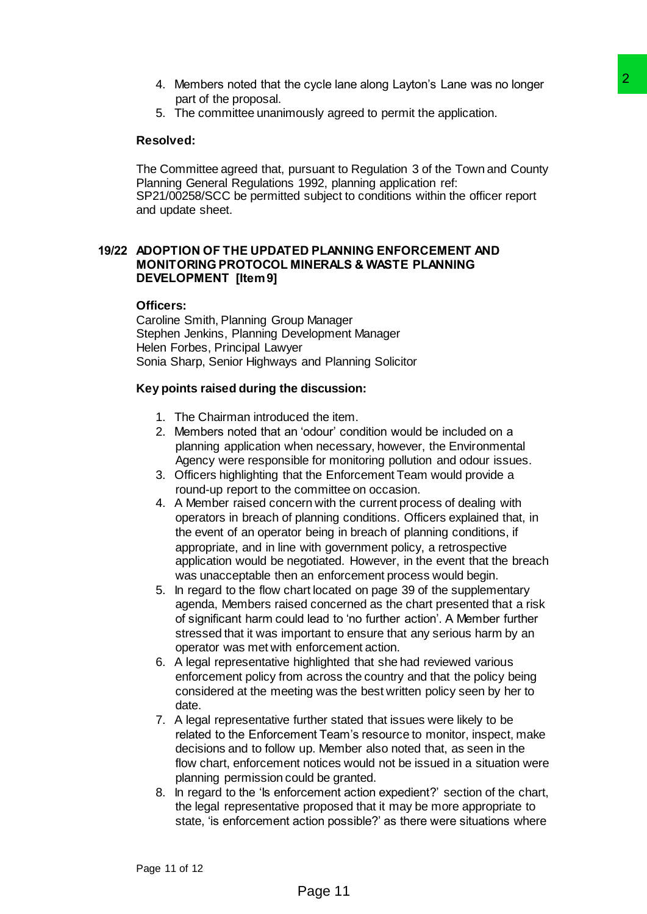4. Members noted that the cycle lane along Layton's Lane was no longer part of the proposal.
5. The committee unanimously agreed to permit the application.

**Resolved:**

The Committee agreed that, pursuant to Regulation 3 of the Town and County Planning General Regulations 1992, planning application ref: SP21/00258/SCC be permitted subject to conditions within the officer report and update sheet.

## 19/22 ADOPTION OF THE UPDATED PLANNING ENFORCEMENT AND MONITORING PROTOCOL MINERALS & WASTE PLANNING DEVELOPMENT [Item 9]

**Officers:**

Caroline Smith, Planning Group Manager
Stephen Jenkins, Planning Development Manager
Helen Forbes, Principal Lawyer
Sonia Sharp, Senior Highways and Planning Solicitor

**Key points raised during the discussion:**

1. The Chairman introduced the item.
2. Members noted that an 'odour' condition would be included on a planning application when necessary, however, the Environmental Agency were responsible for monitoring pollution and odour issues.
3. Officers highlighting that the Enforcement Team would provide a round-up report to the committee on occasion.
4. A Member raised concern with the current process of dealing with operators in breach of planning conditions. Officers explained that, in the event of an operator being in breach of planning conditions, if appropriate, and in line with government policy, a retrospective application would be negotiated. However, in the event that the breach was unacceptable then an enforcement process would begin.
5. In regard to the flow chart located on page 39 of the supplementary agenda, Members raised concerned as the chart presented that a risk of significant harm could lead to 'no further action'. A Member further stressed that it was important to ensure that any serious harm by an operator was met with enforcement action.
6. A legal representative highlighted that she had reviewed various enforcement policy from across the country and that the policy being considered at the meeting was the best written policy seen by her to date.
7. A legal representative further stated that issues were likely to be related to the Enforcement Team's resource to monitor, inspect, make decisions and to follow up. Member also noted that, as seen in the flow chart, enforcement notices would not be issued in a situation were planning permission could be granted.
8. In regard to the 'Is enforcement action expedient?' section of the chart, the legal representative proposed that it may be more appropriate to state, 'is enforcement action possible?' as there were situations where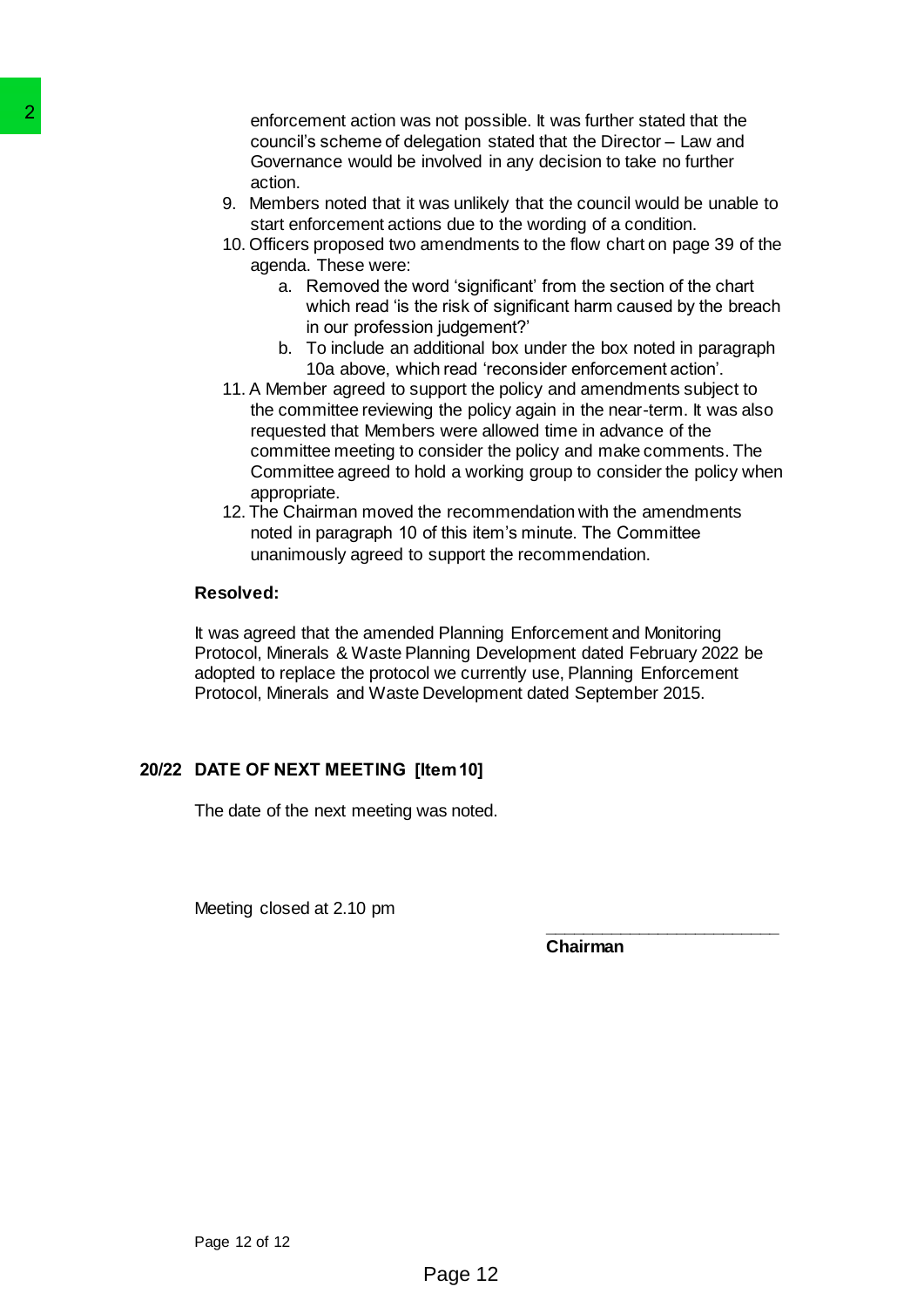enforcement action was not possible. It was further stated that the council's scheme of delegation stated that the Director – Law and Governance would be involved in any decision to take no further action.

9. Members noted that it was unlikely that the council would be unable to start enforcement actions due to the wording of a condition.
10. Officers proposed two amendments to the flow chart on page 39 of the agenda. These were:
    a. Removed the word 'significant' from the section of the chart which read 'is the risk of significant harm caused by the breach in our profession judgement?'
    b. To include an additional box under the box noted in paragraph 10a above, which read 'reconsider enforcement action'.
11. A Member agreed to support the policy and amendments subject to the committee reviewing the policy again in the near-term. It was also requested that Members were allowed time in advance of the committee meeting to consider the policy and make comments. The Committee agreed to hold a working group to consider the policy when appropriate.
12. The Chairman moved the recommendation with the amendments noted in paragraph 10 of this item's minute. The Committee unanimously agreed to support the recommendation.

**Resolved:**

It was agreed that the amended Planning Enforcement and Monitoring Protocol, Minerals & Waste Planning Development dated February 2022 be adopted to replace the protocol we currently use, Planning Enforcement Protocol, Minerals and Waste Development dated September 2015.

## 20/22 DATE OF NEXT MEETING [Item 10]

The date of the next meeting was noted.

Meeting closed at 2.10 pm

\_\_\_\_\_\_\_\_\_\_\_\_\_\_\_\_\_\_\_\_\_\_\_\_\_

**Chairman**